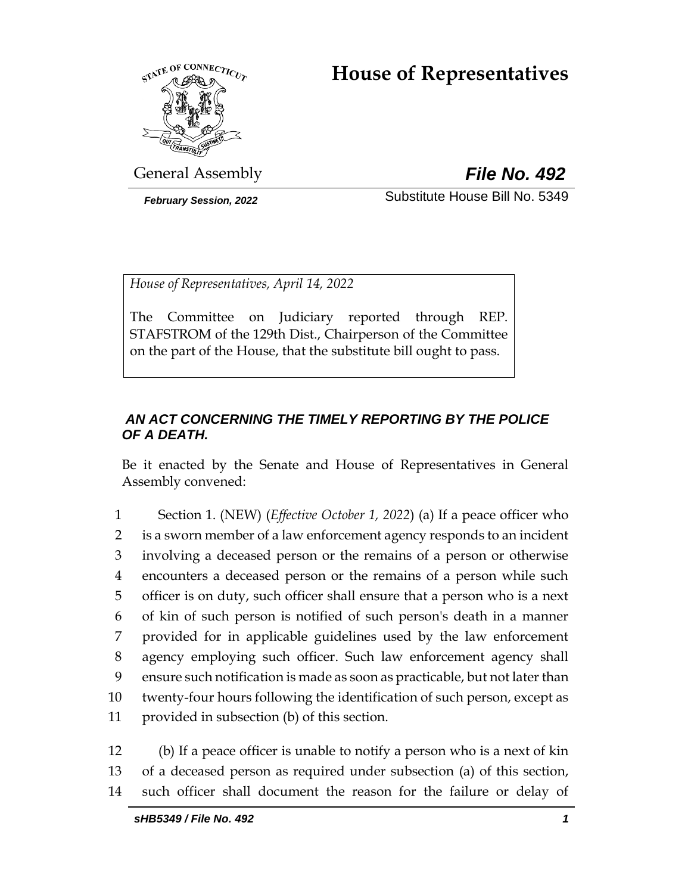# House of Representatives

General Assembly

***File No. 492***

*February Session, 2022*

Substitute House Bill No. 5349

*House of Representatives, April 14, 2022*

The Committee on Judiciary reported through REP. STAFSTROM of the 129th Dist., Chairperson of the Committee on the part of the House, that the substitute bill ought to pass.

***AN ACT CONCERNING THE TIMELY REPORTING BY THE POLICE OF A DEATH.***

Be it enacted by the Senate and House of Representatives in General Assembly convened:

1 Section 1. (NEW) (*Effective October 1, 2022*) (a) If a peace officer who
2 is a sworn member of a law enforcement agency responds to an incident
3 involving a deceased person or the remains of a person or otherwise
4 encounters a deceased person or the remains of a person while such
5 officer is on duty, such officer shall ensure that a person who is a next
6 of kin of such person is notified of such person's death in a manner
7 provided for in applicable guidelines used by the law enforcement
8 agency employing such officer. Such law enforcement agency shall
9 ensure such notification is made as soon as practicable, but not later than
10 twenty-four hours following the identification of such person, except as
11 provided in subsection (b) of this section.

12 (b) If a peace officer is unable to notify a person who is a next of kin
13 of a deceased person as required under subsection (a) of this section,
14 such officer shall document the reason for the failure or delay of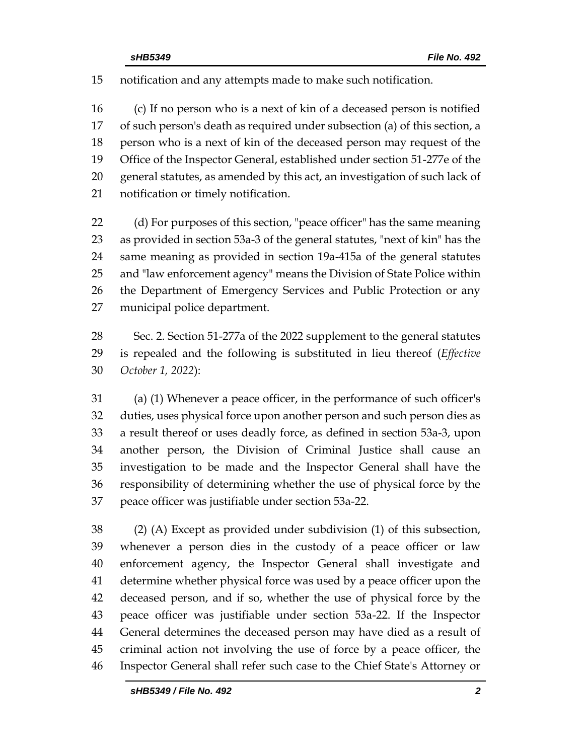notification and any attempts made to make such notification.

(c) If no person who is a next of kin of a deceased person is notified of such person's death as required under subsection (a) of this section, a person who is a next of kin of the deceased person may request of the Office of the Inspector General, established under section 51-277e of the general statutes, as amended by this act, an investigation of such lack of notification or timely notification.

(d) For purposes of this section, "peace officer" has the same meaning as provided in section 53a-3 of the general statutes, "next of kin" has the same meaning as provided in section 19a-415a of the general statutes and "law enforcement agency" means the Division of State Police within the Department of Emergency Services and Public Protection or any municipal police department.

Sec. 2. Section 51-277a of the 2022 supplement to the general statutes is repealed and the following is substituted in lieu thereof (*Effective October 1, 2022*):

(a) (1) Whenever a peace officer, in the performance of such officer's duties, uses physical force upon another person and such person dies as a result thereof or uses deadly force, as defined in section 53a-3, upon another person, the Division of Criminal Justice shall cause an investigation to be made and the Inspector General shall have the responsibility of determining whether the use of physical force by the peace officer was justifiable under section 53a-22.

(2) (A) Except as provided under subdivision (1) of this subsection, whenever a person dies in the custody of a peace officer or law enforcement agency, the Inspector General shall investigate and determine whether physical force was used by a peace officer upon the deceased person, and if so, whether the use of physical force by the peace officer was justifiable under section 53a-22. If the Inspector General determines the deceased person may have died as a result of criminal action not involving the use of force by a peace officer, the Inspector General shall refer such case to the Chief State's Attorney or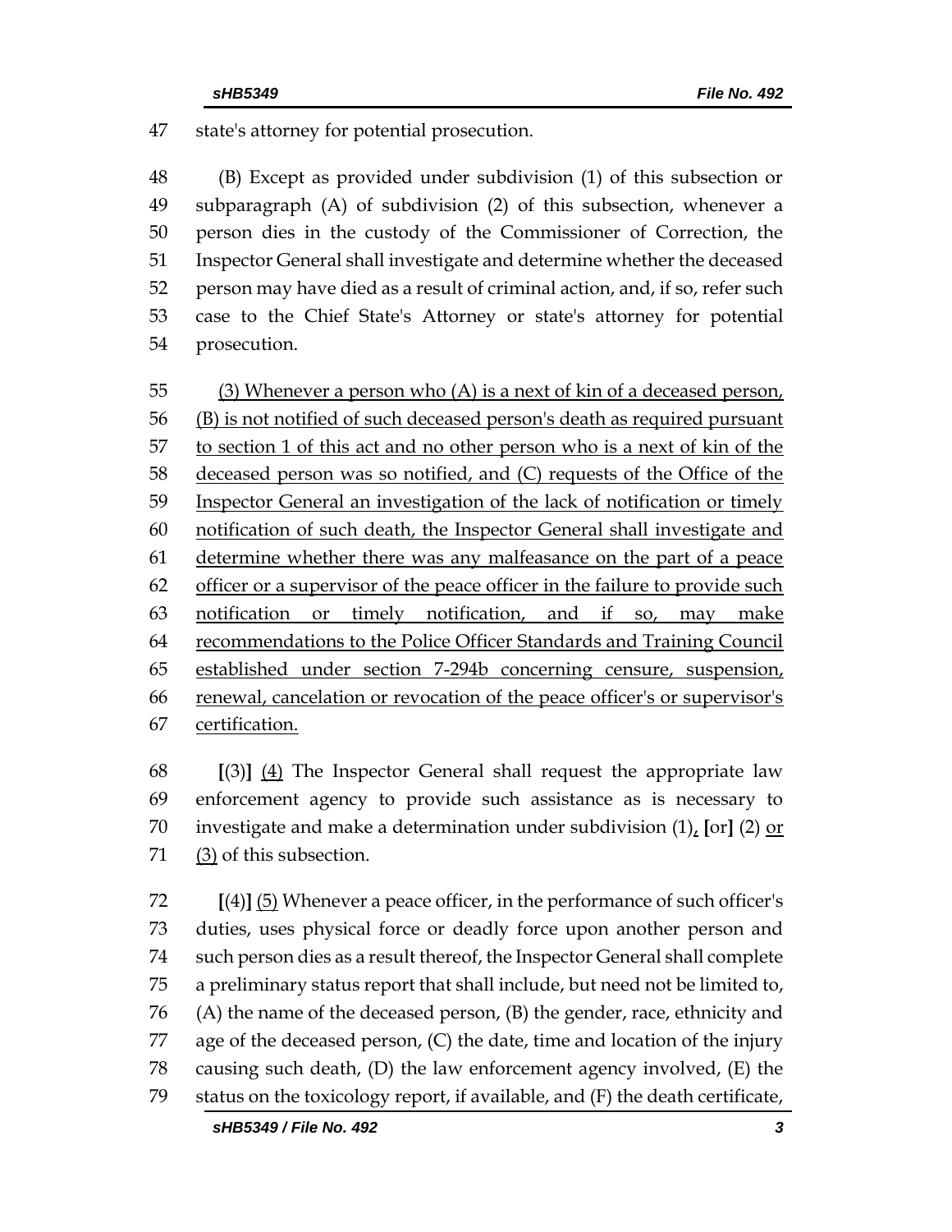47 state's attorney for potential prosecution.

48 (B) Except as provided under subdivision (1) of this subsection or 49 subparagraph (A) of subdivision (2) of this subsection, whenever a 50 person dies in the custody of the Commissioner of Correction, the 51 Inspector General shall investigate and determine whether the deceased 52 person may have died as a result of criminal action, and, if so, refer such 53 case to the Chief State's Attorney or state's attorney for potential 54 prosecution.

55 <u>(3) Whenever a person who (A) is a next of kin of a deceased person,</u> 56 <u>(B) is not notified of such deceased person's death as required pursuant</u> 57 <u>to section 1 of this act and no other person who is a next of kin of the</u> 58 <u>deceased person was so notified, and (C) requests of the Office of the</u> 59 <u>Inspector General an investigation of the lack of notification or timely</u> 60 <u>notification of such death, the Inspector General shall investigate and</u> 61 <u>determine whether there was any malfeasance on the part of a peace</u> 62 <u>officer or a supervisor of the peace officer in the failure to provide such</u> 63 <u>notification or timely notification, and if so, may make</u> 64 <u>recommendations to the Police Officer Standards and Training Council</u> 65 <u>established under section 7-294b concerning censure, suspension,</u> 66 <u>renewal, cancelation or revocation of the peace officer's or supervisor's</u> 67 <u>certification.</u>

68 **[**(3)**]** <u>(4)</u> The Inspector General shall request the appropriate law 69 enforcement agency to provide such assistance as is necessary to 70 investigate and make a determination under subdivision (1)<u>,</u> **[**or**]** (2) <u>or</u> 71 <u>(3)</u> of this subsection.

72 **[**(4)**]** <u>(5)</u> Whenever a peace officer, in the performance of such officer's 73 duties, uses physical force or deadly force upon another person and 74 such person dies as a result thereof, the Inspector General shall complete 75 a preliminary status report that shall include, but need not be limited to, 76 (A) the name of the deceased person, (B) the gender, race, ethnicity and 77 age of the deceased person, (C) the date, time and location of the injury 78 causing such death, (D) the law enforcement agency involved, (E) the 79 status on the toxicology report, if available, and (F) the death certificate,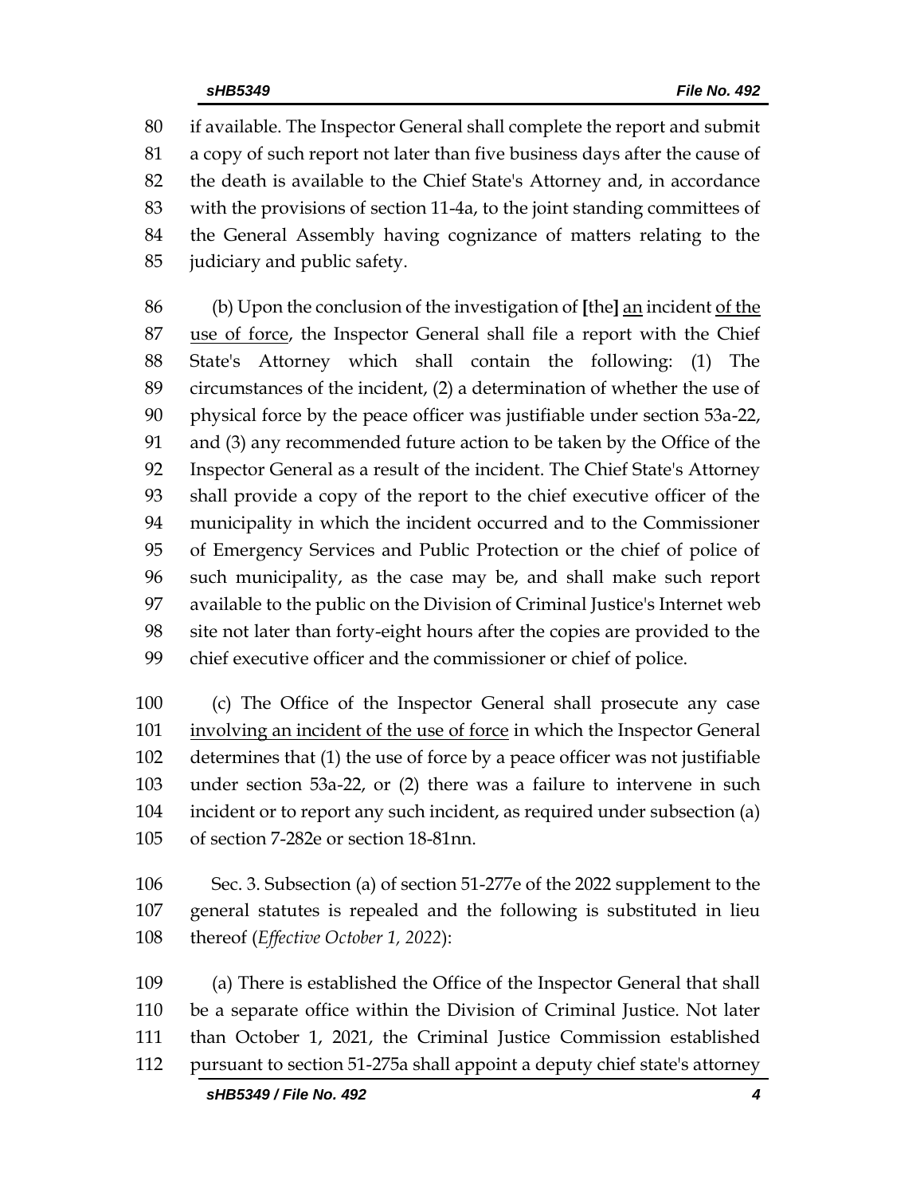if available. The Inspector General shall complete the report and submit a copy of such report not later than five business days after the cause of the death is available to the Chief State's Attorney and, in accordance with the provisions of section 11-4a, to the joint standing committees of the General Assembly having cognizance of matters relating to the judiciary and public safety.

(b) Upon the conclusion of the investigation of **[**the**]** <u>an</u> incident <u>of the use of force</u>, the Inspector General shall file a report with the Chief State's Attorney which shall contain the following: (1) The circumstances of the incident, (2) a determination of whether the use of physical force by the peace officer was justifiable under section 53a-22, and (3) any recommended future action to be taken by the Office of the Inspector General as a result of the incident. The Chief State's Attorney shall provide a copy of the report to the chief executive officer of the municipality in which the incident occurred and to the Commissioner of Emergency Services and Public Protection or the chief of police of such municipality, as the case may be, and shall make such report available to the public on the Division of Criminal Justice's Internet web site not later than forty-eight hours after the copies are provided to the chief executive officer and the commissioner or chief of police.

(c) The Office of the Inspector General shall prosecute any case <u>involving an incident of the use of force</u> in which the Inspector General determines that (1) the use of force by a peace officer was not justifiable under section 53a-22, or (2) there was a failure to intervene in such incident or to report any such incident, as required under subsection (a) of section 7-282e or section 18-81nn.

Sec. 3. Subsection (a) of section 51-277e of the 2022 supplement to the general statutes is repealed and the following is substituted in lieu thereof (*Effective October 1, 2022*):

(a) There is established the Office of the Inspector General that shall be a separate office within the Division of Criminal Justice. Not later than October 1, 2021, the Criminal Justice Commission established pursuant to section 51-275a shall appoint a deputy chief state's attorney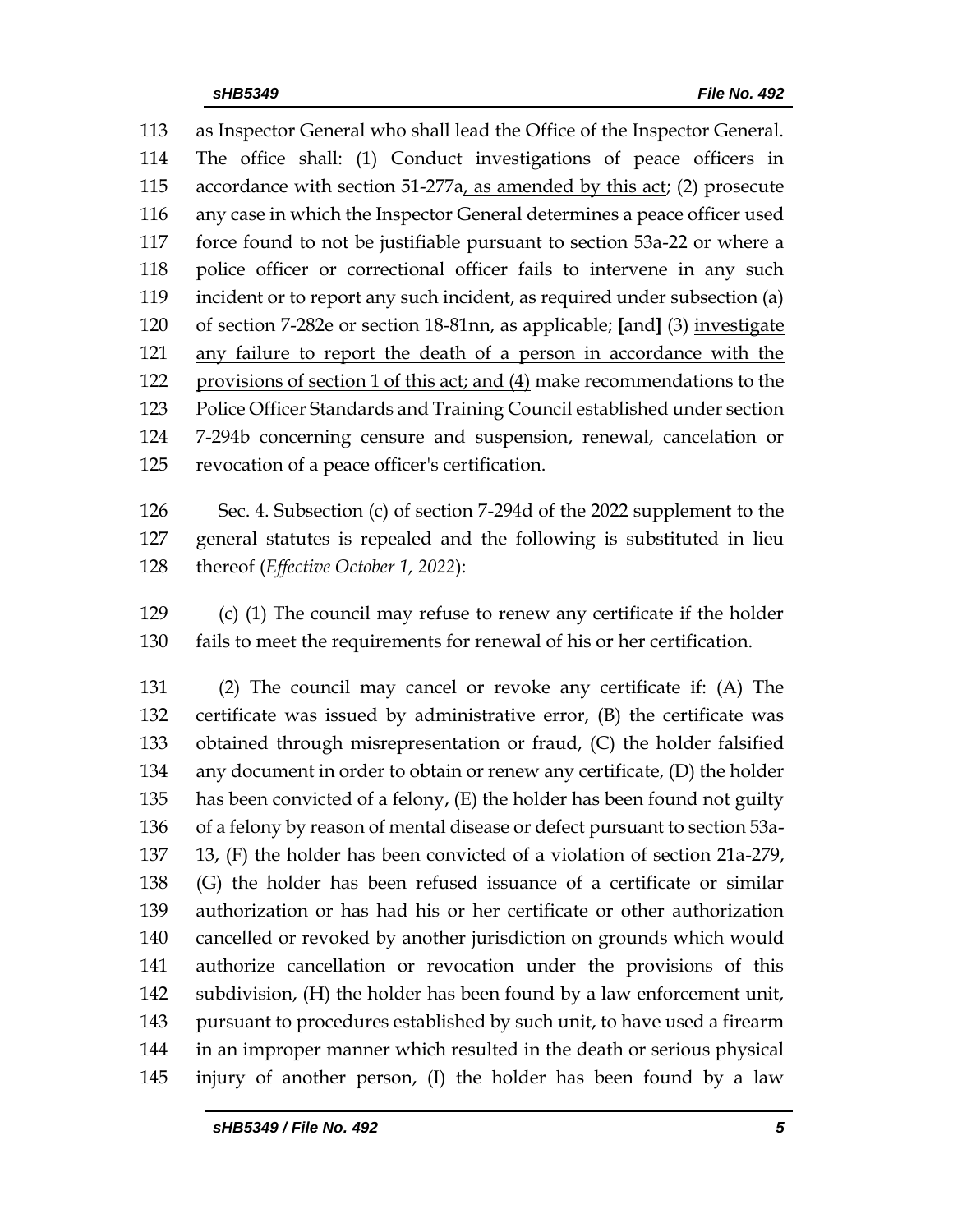113 as Inspector General who shall lead the Office of the Inspector General.
114 The office shall: (1) Conduct investigations of peace officers in
115 accordance with section 51-277a, as amended by this act; (2) prosecute
116 any case in which the Inspector General determines a peace officer used
117 force found to not be justifiable pursuant to section 53a-22 or where a
118 police officer or correctional officer fails to intervene in any such
119 incident or to report any such incident, as required under subsection (a)
120 of section 7-282e or section 18-81nn, as applicable; **[**and**]** (3) investigate
121 any failure to report the death of a person in accordance with the
122 provisions of section 1 of this act; and (4) make recommendations to the
123 Police Officer Standards and Training Council established under section
124 7-294b concerning censure and suspension, renewal, cancelation or
125 revocation of a peace officer's certification.

126 Sec. 4. Subsection (c) of section 7-294d of the 2022 supplement to the
127 general statutes is repealed and the following is substituted in lieu
128 thereof (*Effective October 1, 2022*):

129 (c) (1) The council may refuse to renew any certificate if the holder
130 fails to meet the requirements for renewal of his or her certification.

131 (2) The council may cancel or revoke any certificate if: (A) The
132 certificate was issued by administrative error, (B) the certificate was
133 obtained through misrepresentation or fraud, (C) the holder falsified
134 any document in order to obtain or renew any certificate, (D) the holder
135 has been convicted of a felony, (E) the holder has been found not guilty
136 of a felony by reason of mental disease or defect pursuant to section 53a-
137 13, (F) the holder has been convicted of a violation of section 21a-279,
138 (G) the holder has been refused issuance of a certificate or similar
139 authorization or has had his or her certificate or other authorization
140 cancelled or revoked by another jurisdiction on grounds which would
141 authorize cancellation or revocation under the provisions of this
142 subdivision, (H) the holder has been found by a law enforcement unit,
143 pursuant to procedures established by such unit, to have used a firearm
144 in an improper manner which resulted in the death or serious physical
145 injury of another person, (I) the holder has been found by a law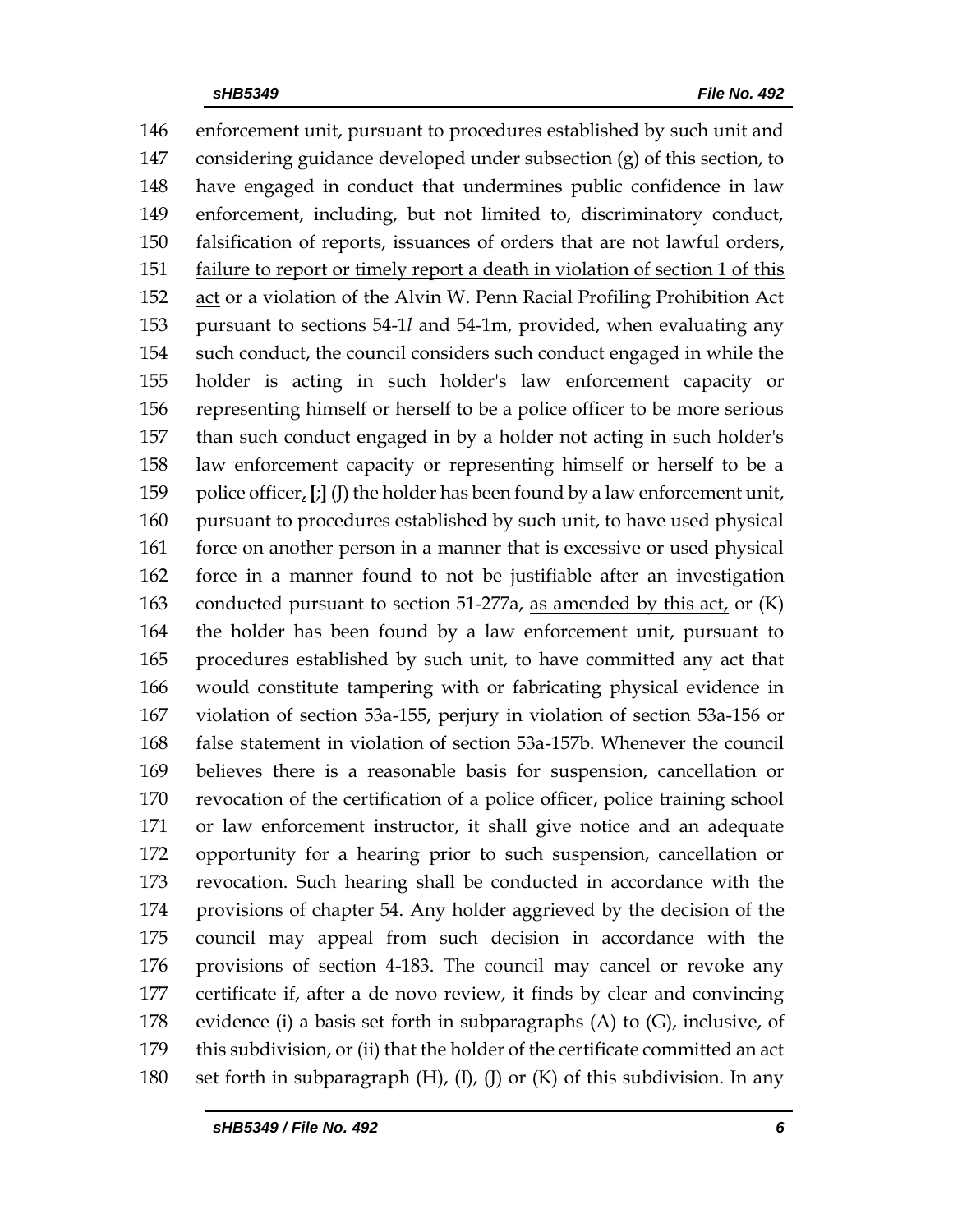146 enforcement unit, pursuant to procedures established by such unit and
147 considering guidance developed under subsection (g) of this section, to
148 have engaged in conduct that undermines public confidence in law
149 enforcement, including, but not limited to, discriminatory conduct,
150 falsification of reports, issuances of orders that are not lawful orders,
151 failure to report or timely report a death in violation of section 1 of this
152 act or a violation of the Alvin W. Penn Racial Profiling Prohibition Act
153 pursuant to sections 54-1*l* and 54-1m, provided, when evaluating any
154 such conduct, the council considers such conduct engaged in while the
155 holder is acting in such holder's law enforcement capacity or
156 representing himself or herself to be a police officer to be more serious
157 than such conduct engaged in by a holder not acting in such holder's
158 law enforcement capacity or representing himself or herself to be a
159 police officer, **[**;**]** (J) the holder has been found by a law enforcement unit,
160 pursuant to procedures established by such unit, to have used physical
161 force on another person in a manner that is excessive or used physical
162 force in a manner found to not be justifiable after an investigation
163 conducted pursuant to section 51-277a, as amended by this act, or (K)
164 the holder has been found by a law enforcement unit, pursuant to
165 procedures established by such unit, to have committed any act that
166 would constitute tampering with or fabricating physical evidence in
167 violation of section 53a-155, perjury in violation of section 53a-156 or
168 false statement in violation of section 53a-157b. Whenever the council
169 believes there is a reasonable basis for suspension, cancellation or
170 revocation of the certification of a police officer, police training school
171 or law enforcement instructor, it shall give notice and an adequate
172 opportunity for a hearing prior to such suspension, cancellation or
173 revocation. Such hearing shall be conducted in accordance with the
174 provisions of chapter 54. Any holder aggrieved by the decision of the
175 council may appeal from such decision in accordance with the
176 provisions of section 4-183. The council may cancel or revoke any
177 certificate if, after a de novo review, it finds by clear and convincing
178 evidence (i) a basis set forth in subparagraphs (A) to (G), inclusive, of
179 this subdivision, or (ii) that the holder of the certificate committed an act
180 set forth in subparagraph (H), (I), (J) or (K) of this subdivision. In any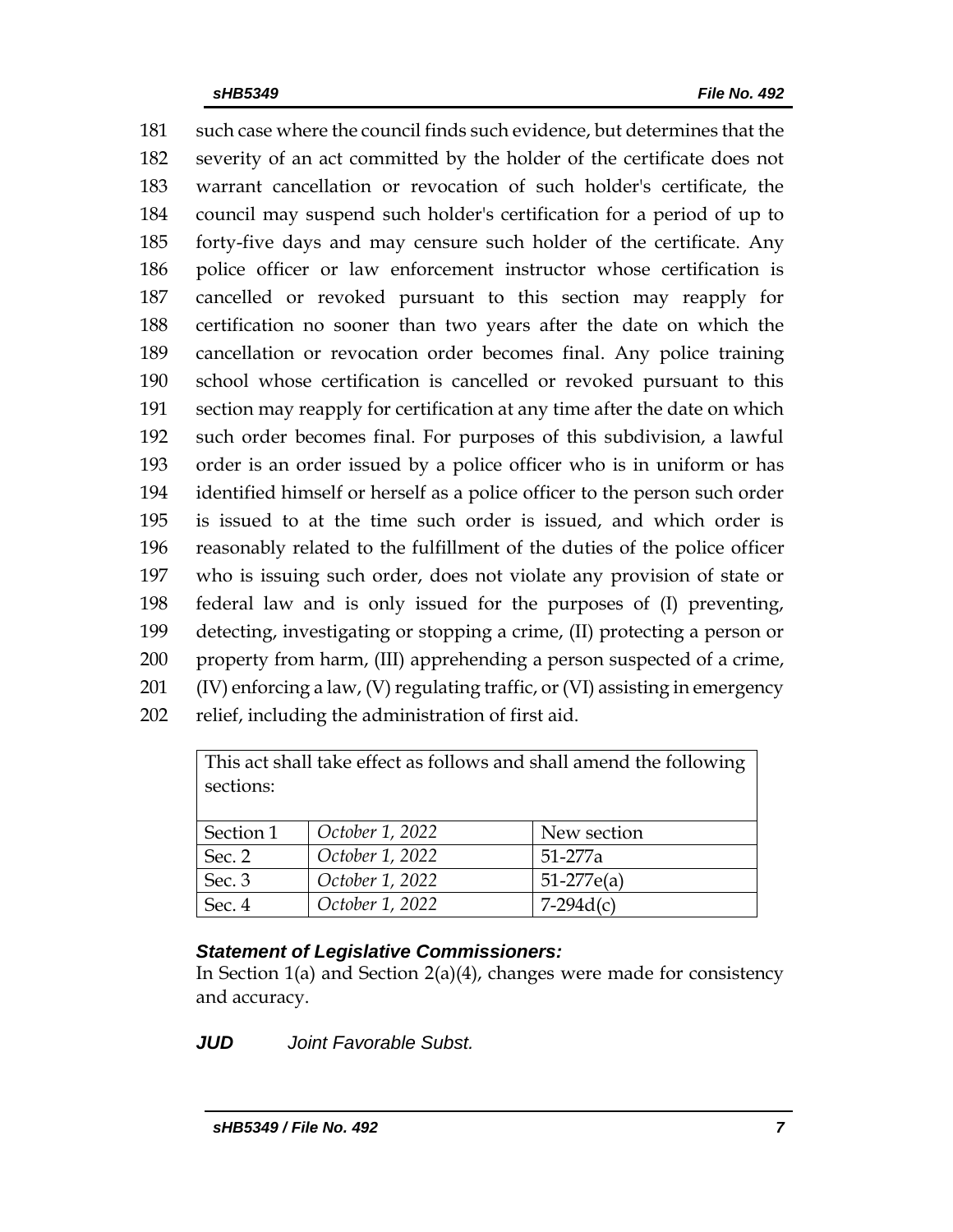181 such case where the council finds such evidence, but determines that the
182 severity of an act committed by the holder of the certificate does not
183 warrant cancellation or revocation of such holder's certificate, the
184 council may suspend such holder's certification for a period of up to
185 forty-five days and may censure such holder of the certificate. Any
186 police officer or law enforcement instructor whose certification is
187 cancelled or revoked pursuant to this section may reapply for
188 certification no sooner than two years after the date on which the
189 cancellation or revocation order becomes final. Any police training
190 school whose certification is cancelled or revoked pursuant to this
191 section may reapply for certification at any time after the date on which
192 such order becomes final. For purposes of this subdivision, a lawful
193 order is an order issued by a police officer who is in uniform or has
194 identified himself or herself as a police officer to the person such order
195 is issued to at the time such order is issued, and which order is
196 reasonably related to the fulfillment of the duties of the police officer
197 who is issuing such order, does not violate any provision of state or
198 federal law and is only issued for the purposes of (I) preventing,
199 detecting, investigating or stopping a crime, (II) protecting a person or
200 property from harm, (III) apprehending a person suspected of a crime,
201 (IV) enforcing a law, (V) regulating traffic, or (VI) assisting in emergency
202 relief, including the administration of first aid.

| This act shall take effect as follows and shall amend the following sections: | | |
|---|---|---|
| Section 1 | *October 1, 2022* | New section |
| Sec. 2 | *October 1, 2022* | 51-277a |
| Sec. 3 | *October 1, 2022* | 51-277e(a) |
| Sec. 4 | *October 1, 2022* | 7-294d(c) |

### *Statement of Legislative Commissioners:*

In Section 1(a) and Section 2(a)(4), changes were made for consistency and accuracy.

***JUD*** *Joint Favorable Subst.*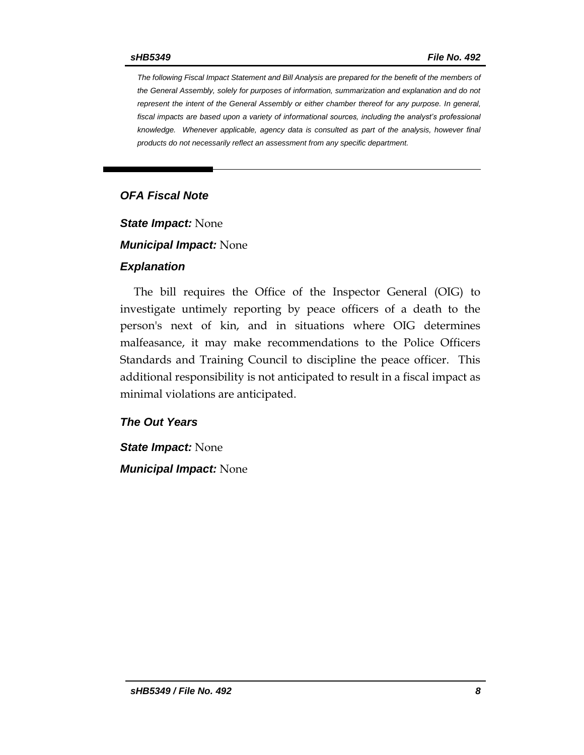*The following Fiscal Impact Statement and Bill Analysis are prepared for the benefit of the members of the General Assembly, solely for purposes of information, summarization and explanation and do not represent the intent of the General Assembly or either chamber thereof for any purpose. In general, fiscal impacts are based upon a variety of informational sources, including the analyst's professional knowledge. Whenever applicable, agency data is consulted as part of the analysis, however final products do not necessarily reflect an assessment from any specific department.*

## *OFA Fiscal Note*

***State Impact:*** None

***Municipal Impact:*** None

### *Explanation*

The bill requires the Office of the Inspector General (OIG) to investigate untimely reporting by peace officers of a death to the person's next of kin, and in situations where OIG determines malfeasance, it may make recommendations to the Police Officers Standards and Training Council to discipline the peace officer. This additional responsibility is not anticipated to result in a fiscal impact as minimal violations are anticipated.

### *The Out Years*

***State Impact:*** None

***Municipal Impact:*** None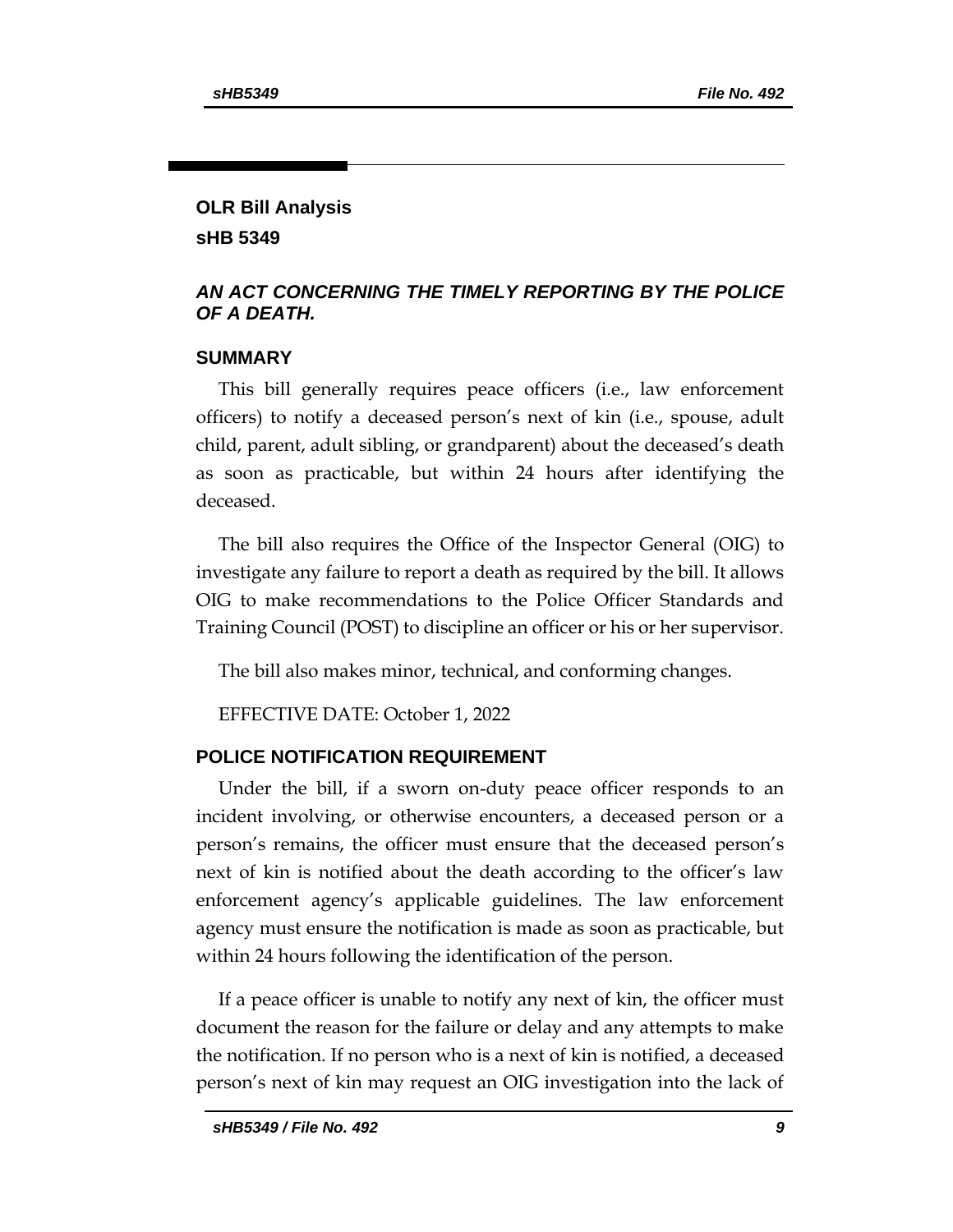# OLR Bill Analysis

## sHB 5349

### *AN ACT CONCERNING THE TIMELY REPORTING BY THE POLICE OF A DEATH.*

## SUMMARY

This bill generally requires peace officers (i.e., law enforcement officers) to notify a deceased person's next of kin (i.e., spouse, adult child, parent, adult sibling, or grandparent) about the deceased's death as soon as practicable, but within 24 hours after identifying the deceased.

The bill also requires the Office of the Inspector General (OIG) to investigate any failure to report a death as required by the bill. It allows OIG to make recommendations to the Police Officer Standards and Training Council (POST) to discipline an officer or his or her supervisor.

The bill also makes minor, technical, and conforming changes.

EFFECTIVE DATE: October 1, 2022

## POLICE NOTIFICATION REQUIREMENT

Under the bill, if a sworn on-duty peace officer responds to an incident involving, or otherwise encounters, a deceased person or a person's remains, the officer must ensure that the deceased person's next of kin is notified about the death according to the officer's law enforcement agency's applicable guidelines. The law enforcement agency must ensure the notification is made as soon as practicable, but within 24 hours following the identification of the person.

If a peace officer is unable to notify any next of kin, the officer must document the reason for the failure or delay and any attempts to make the notification. If no person who is a next of kin is notified, a deceased person's next of kin may request an OIG investigation into the lack of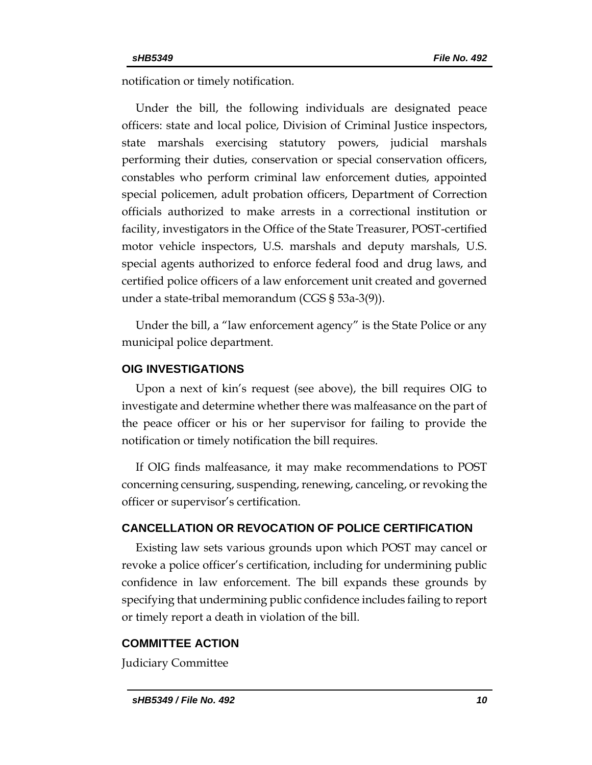notification or timely notification.

Under the bill, the following individuals are designated peace officers: state and local police, Division of Criminal Justice inspectors, state marshals exercising statutory powers, judicial marshals performing their duties, conservation or special conservation officers, constables who perform criminal law enforcement duties, appointed special policemen, adult probation officers, Department of Correction officials authorized to make arrests in a correctional institution or facility, investigators in the Office of the State Treasurer, POST-certified motor vehicle inspectors, U.S. marshals and deputy marshals, U.S. special agents authorized to enforce federal food and drug laws, and certified police officers of a law enforcement unit created and governed under a state-tribal memorandum (CGS § 53a-3(9)).

Under the bill, a "law enforcement agency" is the State Police or any municipal police department.

## OIG INVESTIGATIONS

Upon a next of kin's request (see above), the bill requires OIG to investigate and determine whether there was malfeasance on the part of the peace officer or his or her supervisor for failing to provide the notification or timely notification the bill requires.

If OIG finds malfeasance, it may make recommendations to POST concerning censuring, suspending, renewing, canceling, or revoking the officer or supervisor's certification.

## CANCELLATION OR REVOCATION OF POLICE CERTIFICATION

Existing law sets various grounds upon which POST may cancel or revoke a police officer's certification, including for undermining public confidence in law enforcement. The bill expands these grounds by specifying that undermining public confidence includes failing to report or timely report a death in violation of the bill.

## COMMITTEE ACTION

Judiciary Committee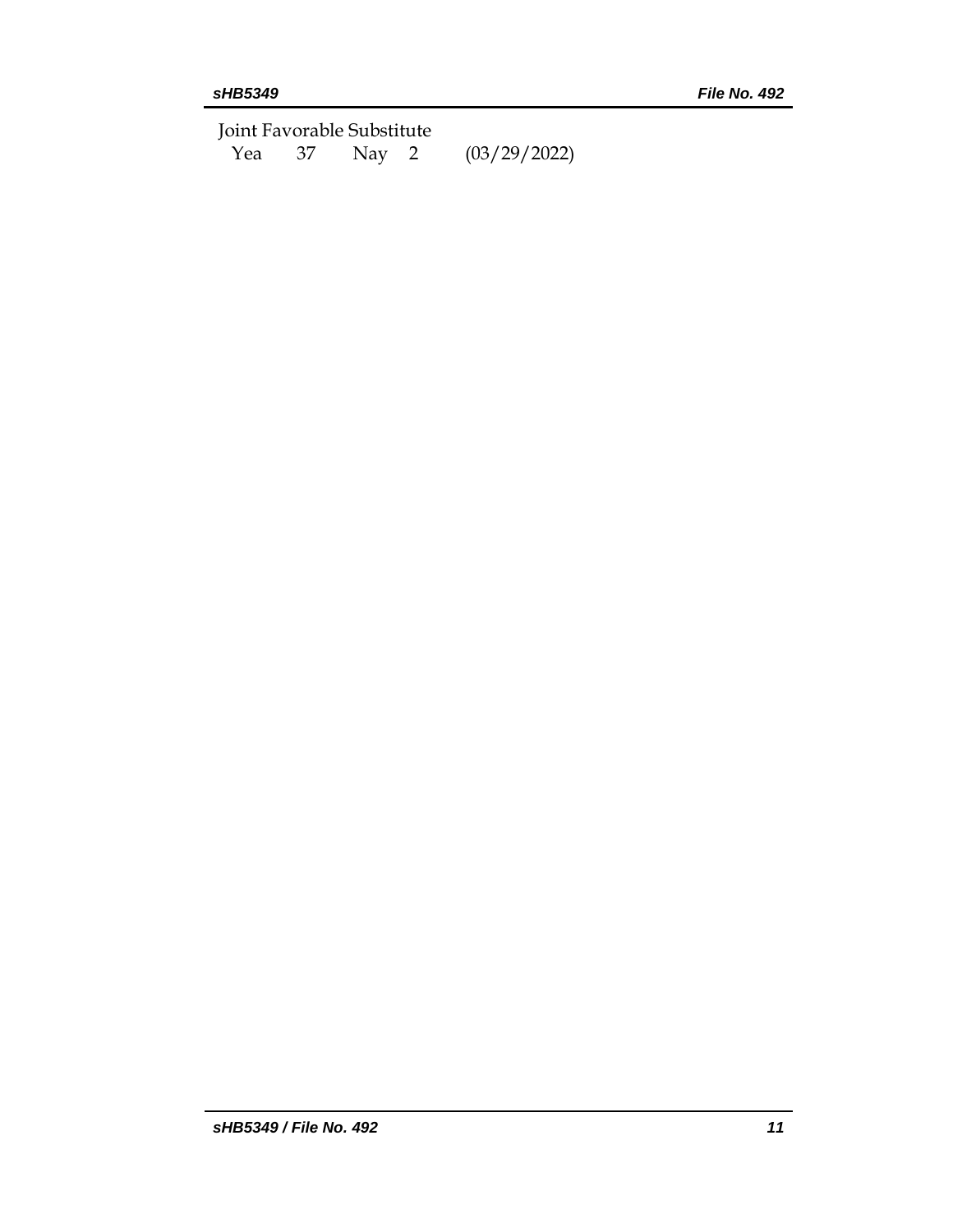Joint Favorable Substitute

| | | | | |
|---|---|---|---|---|
| Yea | 37 | Nay | 2 | (03/29/2022) |